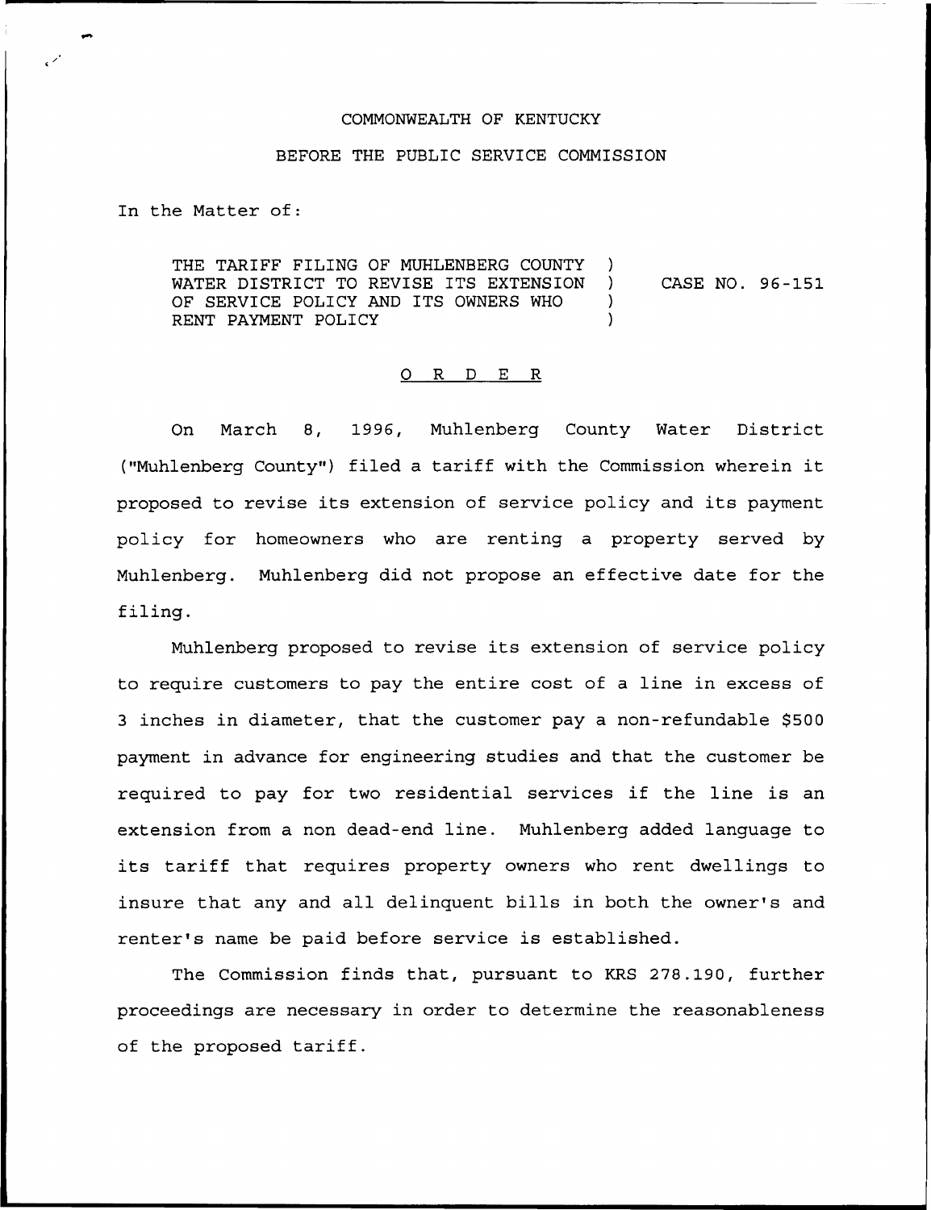COMMONWEALTH OF KENTUCKY

BEFORE THE PUBLIC SERVICE COMMISSION

In the Matter of:

THE TARIFF FILING OF MUHLENBERG COUNTY WATER DISTRICT TO REVISE ITS EXTENSION OF SERVICE POLICY AND ITS OWNERS WHO RENT PAYMENT POLICY ) CASE NO. 96-151

O R D E R

On March 8, 1996, Muhlenberg County Water District ("Muhlenberg County") filed a tariff with the Commission wherein it proposed to revise its extension of service policy and its payment policy for homeowners who are renting a property served by Muhlenberg. Muhlenberg did not propose an effective date for the filing.

Muhlenberg proposed to revise its extension of service policy to require customers to pay the entire cost of a line in excess of 3 inches in diameter, that the customer pay a non-refundable $500 payment in advance for engineering studies and that the customer be required to pay for two residential services if the line is an extension from a non dead-end line. Muhlenberg added language to its tariff that requires property owners who rent dwellings to insure that any and all delinquent bills in both the owner's and renter's name be paid before service is established.

The Commission finds that, pursuant to KRS 278.190, further proceedings are necessary in order to determine the reasonableness of the proposed tariff.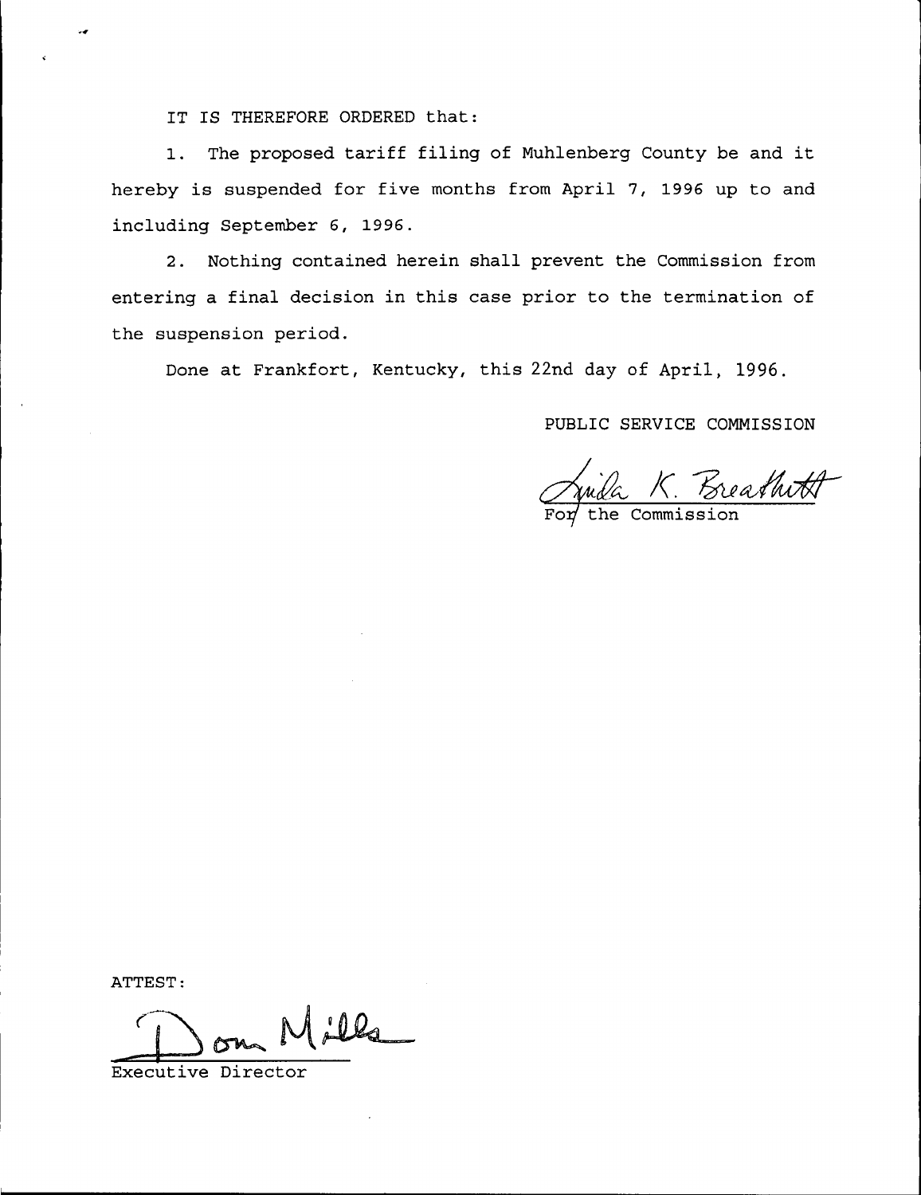IT IS THEREFORE ORDERED that:

1. The proposed tariff filing of Muhlenberg County be and it hereby is suspended for five months from April 7, 1996 up to and including September 6, 1996.

2. Nothing contained herein shall prevent the Commission from entering a final decision in this case prior to the termination of the suspension period.

Done at Frankfort, Kentucky, this 22nd day of April, 1996.

PUBLIC SERVICE COMMISSION

Linda K. Breathitt
For the Commission

ATTEST:

Don Mills
Executive Director